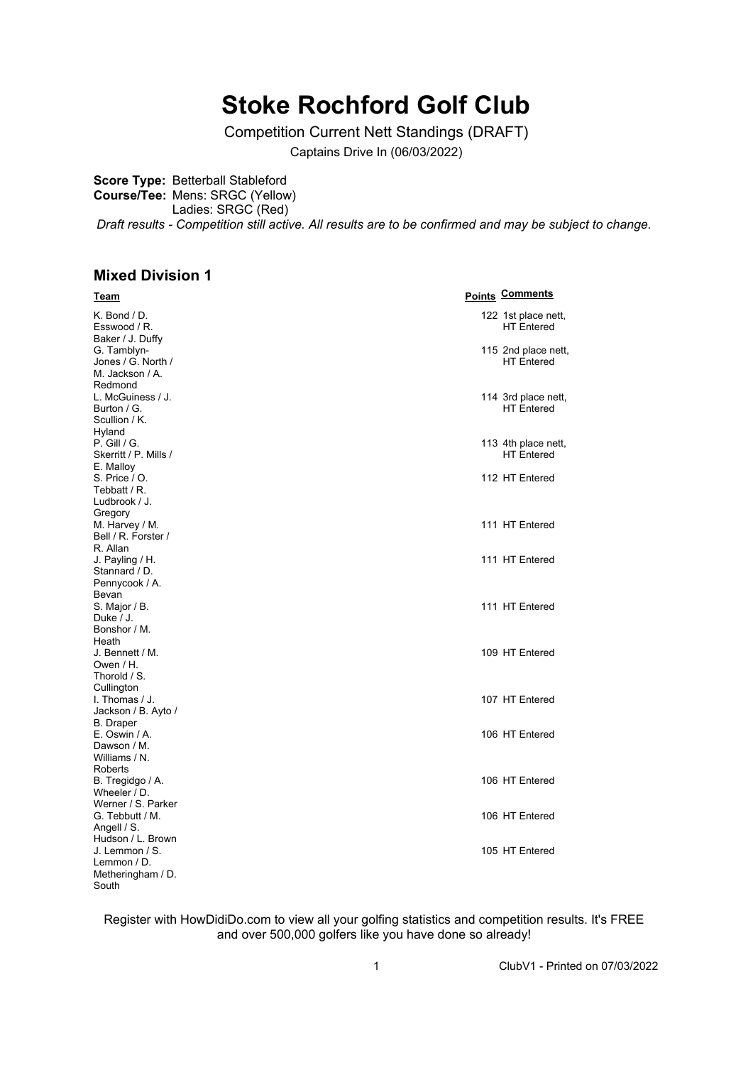# Stoke Rochford Golf Club

Competition Current Nett Standings (DRAFT)

Captains Drive In (06/03/2022)

**Score Type:** Betterball Stableford
**Course/Tee:** Mens: SRGC (Yellow)
Ladies: SRGC (Red)

*Draft results - Competition still active. All results are to be confirmed and may be subject to change.*

## Mixed Division 1

| Team | Points | Comments |
|---|---|---|
| K. Bond / D. Esswood / R. Baker / J. Duffy | 122 | 1st place nett, HT Entered |
| G. Tamblyn-Jones / G. North / M. Jackson / A. Redmond | 115 | 2nd place nett, HT Entered |
| L. McGuiness / J. Burton / G. Scullion / K. Hyland | 114 | 3rd place nett, HT Entered |
| P. Gill / G. Skerritt / P. Mills / E. Malloy | 113 | 4th place nett, HT Entered |
| S. Price / O. Tebbatt / R. Ludbrook / J. Gregory | 112 | HT Entered |
| M. Harvey / M. Bell / R. Forster / R. Allan | 111 | HT Entered |
| J. Payling / H. Stannard / D. Pennycook / A. Bevan | 111 | HT Entered |
| S. Major / B. Duke / J. Bonshor / M. Heath | 111 | HT Entered |
| J. Bennett / M. Owen / H. Thorold / S. Cullington | 109 | HT Entered |
| I. Thomas / J. Jackson / B. Ayto / B. Draper | 107 | HT Entered |
| E. Oswin / A. Dawson / M. Williams / N. Roberts | 106 | HT Entered |
| B. Tregidgo / A. Wheeler / D. Werner / S. Parker | 106 | HT Entered |
| G. Tebbutt / M. Angell / S. Hudson / L. Brown | 106 | HT Entered |
| J. Lemmon / S. Lemmon / D. Metheringham / D. South | 105 | HT Entered |

Register with HowDidiDo.com to view all your golfing statistics and competition results. It's FREE and over 500,000 golfers like you have done so already!

ClubV1 - Printed on 07/03/2022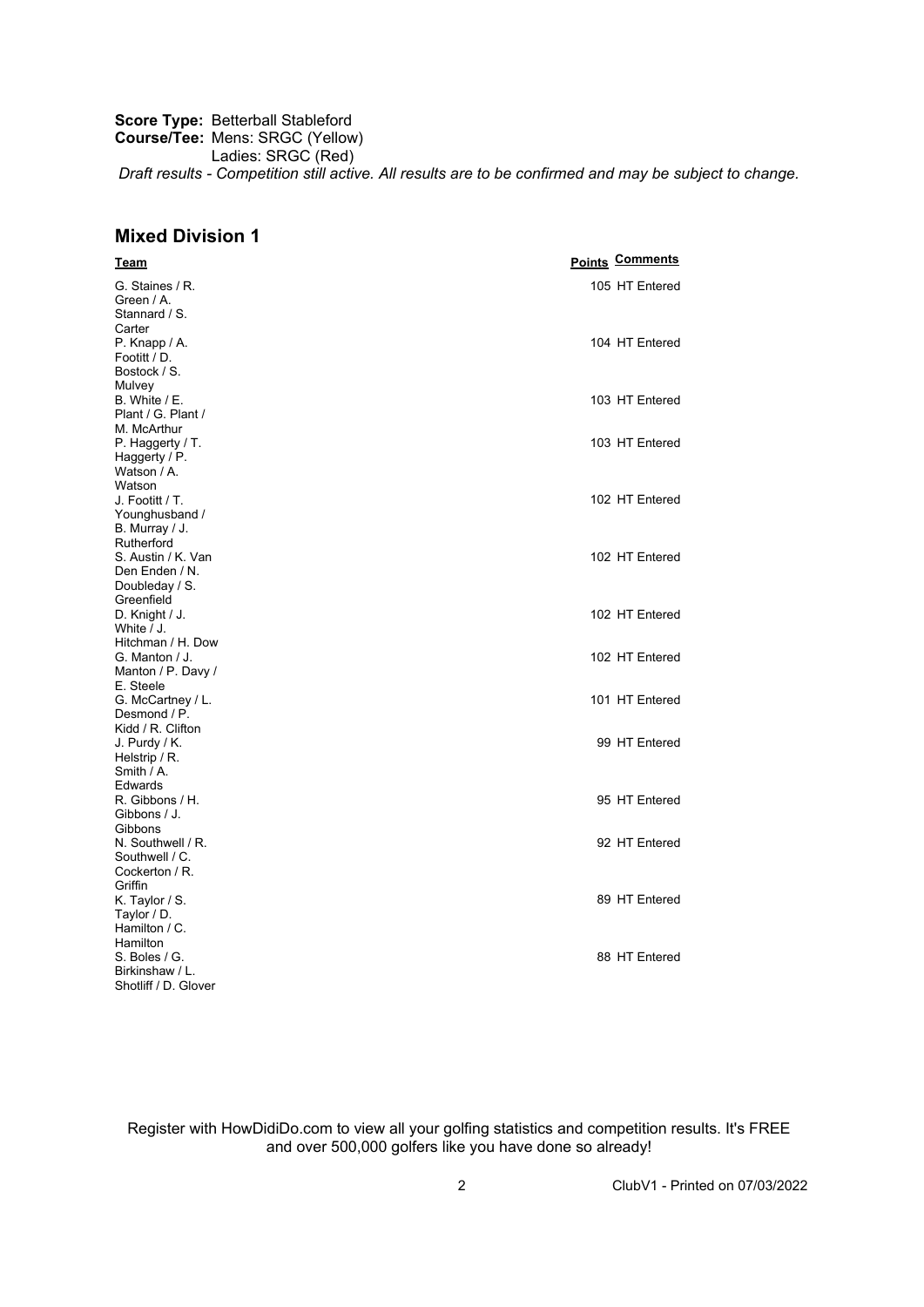**Score Type:** Betterball Stableford
**Course/Tee:** Mens: SRGC (Yellow)
Ladies: SRGC (Red)

*Draft results - Competition still active. All results are to be confirmed and may be subject to change.*

## Mixed Division 1

| Team | Points | Comments |
| --- | --- | --- |
| G. Staines / R. Green / A. Stannard / S. Carter | 105 | HT Entered |
| P. Knapp / A. Footitt / D. Bostock / S. Mulvey | 104 | HT Entered |
| B. White / E. Plant / G. Plant / M. McArthur | 103 | HT Entered |
| P. Haggerty / T. Haggerty / P. Watson / A. Watson | 103 | HT Entered |
| J. Footitt / T. Younghusband / B. Murray / J. Rutherford | 102 | HT Entered |
| S. Austin / K. Van Den Enden / N. Doubleday / S. Greenfield | 102 | HT Entered |
| D. Knight / J. White / J. Hitchman / H. Dow | 102 | HT Entered |
| G. Manton / J. Manton / P. Davy / E. Steele | 102 | HT Entered |
| G. McCartney / L. Desmond / P. Kidd / R. Clifton | 101 | HT Entered |
| J. Purdy / K. Helstrip / R. Smith / A. Edwards | 99 | HT Entered |
| R. Gibbons / H. Gibbons / J. Gibbons | 95 | HT Entered |
| N. Southwell / R. Southwell / C. Cockerton / R. Griffin | 92 | HT Entered |
| K. Taylor / S. Taylor / D. Hamilton / C. Hamilton | 89 | HT Entered |
| S. Boles / G. Birkinshaw / L. Shotliff / D. Glover | 88 | HT Entered |

Register with HowDidiDo.com to view all your golfing statistics and competition results. It's FREE and over 500,000 golfers like you have done so already!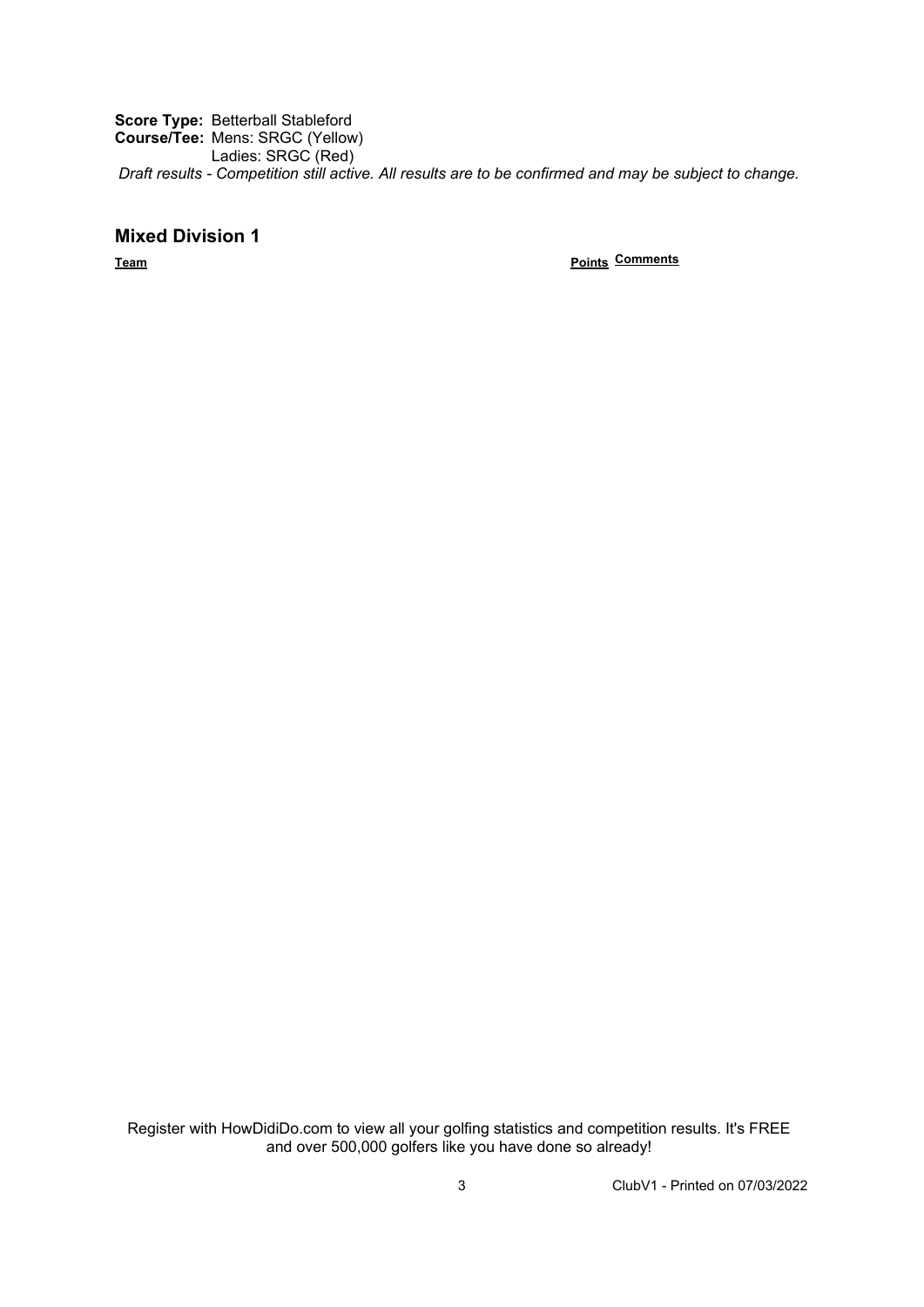**Score Type:** Betterball Stableford
**Course/Tee:** Mens: SRGC (Yellow)
Ladies: SRGC (Red)

*Draft results - Competition still active. All results are to be confirmed and may be subject to change.*

## Mixed Division 1

| Team | Points | Comments |
| --- | --- | --- |

Register with HowDidiDo.com to view all your golfing statistics and competition results. It's FREE and over 500,000 golfers like you have done so already!

ClubV1 - Printed on 07/03/2022